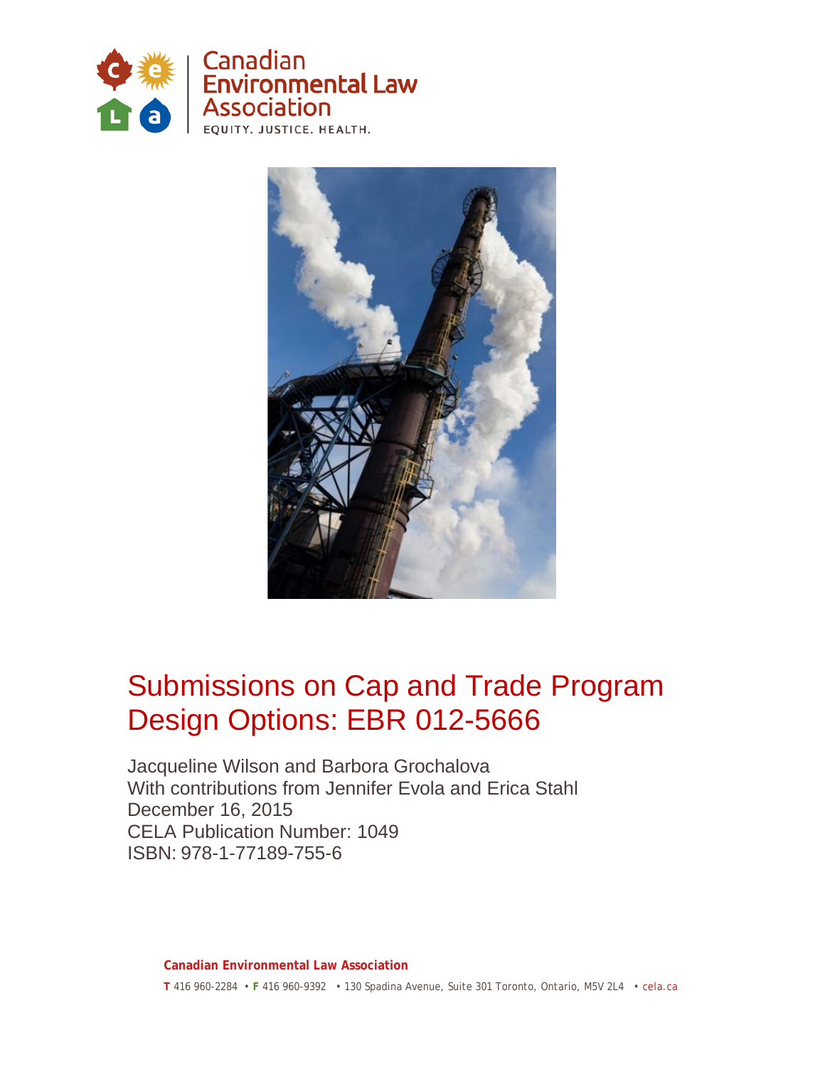Canadian Environmental Law Association

EQUITY. JUSTICE. HEALTH.

# Submissions on Cap and Trade Program Design Options: EBR 012-5666

Jacqueline Wilson and Barbora Grochalova
With contributions from Jennifer Evola and Erica Stahl
December 16, 2015
CELA Publication Number: 1049
ISBN: 978-1-77189-755-6

**Canadian Environmental Law Association**

**T** 416 960-2284 • **F** 416 960-9392 • 130 Spadina Avenue, Suite 301 Toronto, Ontario, M5V 2L4 • cela.ca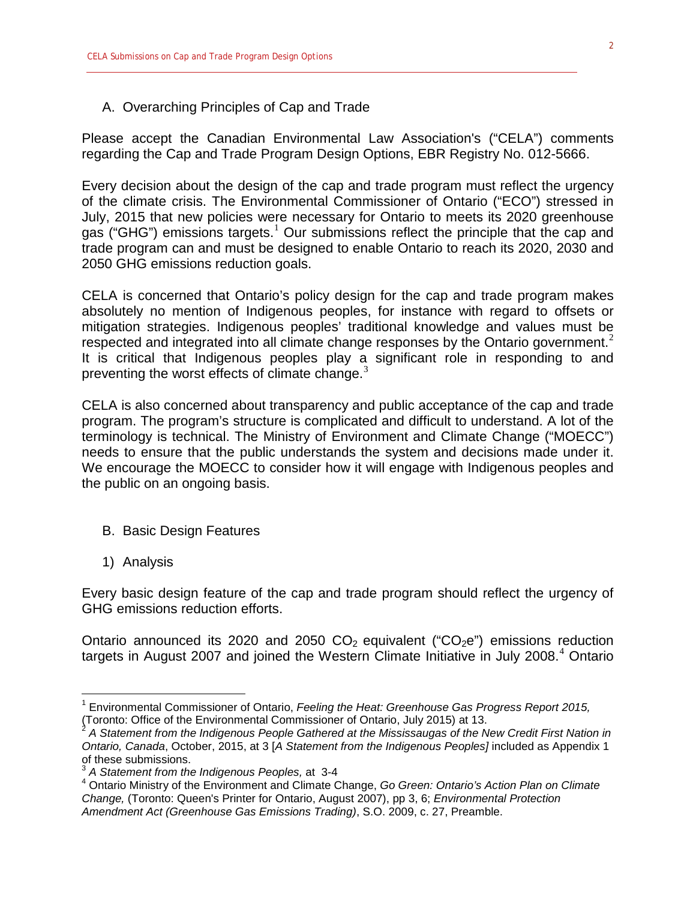## A. Overarching Principles of Cap and Trade

Please accept the Canadian Environmental Law Association's ("CELA") comments regarding the Cap and Trade Program Design Options, EBR Registry No. 012-5666.

Every decision about the design of the cap and trade program must reflect the urgency of the climate crisis. The Environmental Commissioner of Ontario ("ECO") stressed in July, 2015 that new policies were necessary for Ontario to meets its 2020 greenhouse gas ("GHG") emissions targets.[1] Our submissions reflect the principle that the cap and trade program can and must be designed to enable Ontario to reach its 2020, 2030 and 2050 GHG emissions reduction goals.

CELA is concerned that Ontario's policy design for the cap and trade program makes absolutely no mention of Indigenous peoples, for instance with regard to offsets or mitigation strategies. Indigenous peoples' traditional knowledge and values must be respected and integrated into all climate change responses by the Ontario government.[2] It is critical that Indigenous peoples play a significant role in responding to and preventing the worst effects of climate change.[3]

CELA is also concerned about transparency and public acceptance of the cap and trade program. The program's structure is complicated and difficult to understand. A lot of the terminology is technical. The Ministry of Environment and Climate Change ("MOECC") needs to ensure that the public understands the system and decisions made under it. We encourage the MOECC to consider how it will engage with Indigenous peoples and the public on an ongoing basis.

## B. Basic Design Features

### 1) Analysis

Every basic design feature of the cap and trade program should reflect the urgency of GHG emissions reduction efforts.

Ontario announced its 2020 and 2050 $CO_2$ equivalent ("$CO_2e$") emissions reduction targets in August 2007 and joined the Western Climate Initiative in July 2008.[4] Ontario

---

[1] Environmental Commissioner of Ontario, *Feeling the Heat: Greenhouse Gas Progress Report 2015,* (Toronto: Office of the Environmental Commissioner of Ontario, July 2015) at 13.

[2] *A Statement from the Indigenous People Gathered at the Mississaugas of the New Credit First Nation in Ontario, Canada*, October, 2015, at 3 [*A Statement from the Indigenous Peoples]* included as Appendix 1 of these submissions.

[3] *A Statement from the Indigenous Peoples,* at 3-4

[4] Ontario Ministry of the Environment and Climate Change, *Go Green: Ontario's Action Plan on Climate Change,* (Toronto: Queen's Printer for Ontario, August 2007), pp 3, 6; *Environmental Protection Amendment Act (Greenhouse Gas Emissions Trading)*, S.O. 2009, c. 27, Preamble.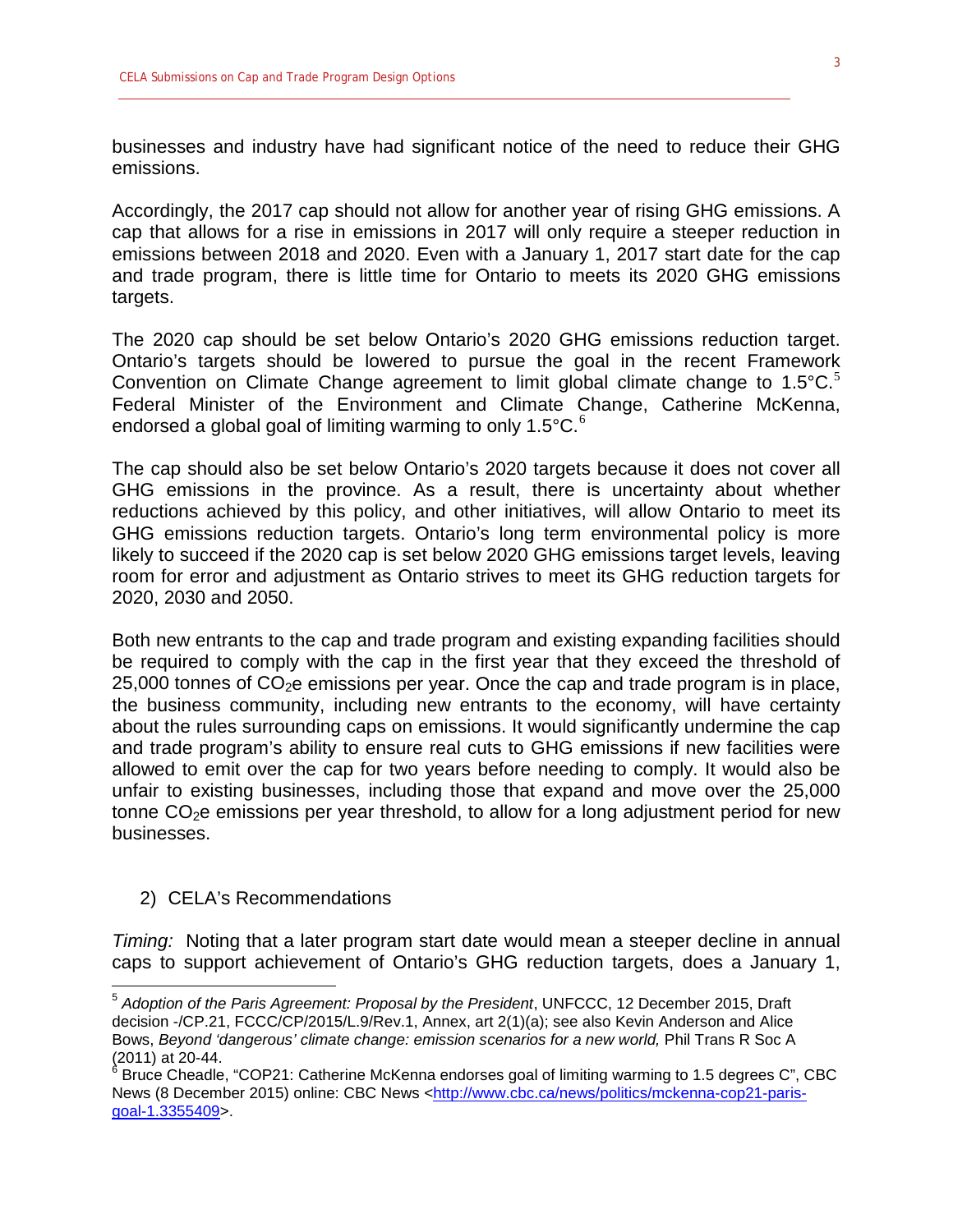businesses and industry have had significant notice of the need to reduce their GHG emissions.

Accordingly, the 2017 cap should not allow for another year of rising GHG emissions. A cap that allows for a rise in emissions in 2017 will only require a steeper reduction in emissions between 2018 and 2020. Even with a January 1, 2017 start date for the cap and trade program, there is little time for Ontario to meets its 2020 GHG emissions targets.

The 2020 cap should be set below Ontario's 2020 GHG emissions reduction target. Ontario's targets should be lowered to pursue the goal in the recent Framework Convention on Climate Change agreement to limit global climate change to 1.5°C.[5] Federal Minister of the Environment and Climate Change, Catherine McKenna, endorsed a global goal of limiting warming to only 1.5°C.[6]

The cap should also be set below Ontario's 2020 targets because it does not cover all GHG emissions in the province. As a result, there is uncertainty about whether reductions achieved by this policy, and other initiatives, will allow Ontario to meet its GHG emissions reduction targets. Ontario's long term environmental policy is more likely to succeed if the 2020 cap is set below 2020 GHG emissions target levels, leaving room for error and adjustment as Ontario strives to meet its GHG reduction targets for 2020, 2030 and 2050.

Both new entrants to the cap and trade program and existing expanding facilities should be required to comply with the cap in the first year that they exceed the threshold of 25,000 tonnes of $CO_2$e emissions per year. Once the cap and trade program is in place, the business community, including new entrants to the economy, will have certainty about the rules surrounding caps on emissions. It would significantly undermine the cap and trade program's ability to ensure real cuts to GHG emissions if new facilities were allowed to emit over the cap for two years before needing to comply. It would also be unfair to existing businesses, including those that expand and move over the 25,000 tonne $CO_2$e emissions per year threshold, to allow for a long adjustment period for new businesses.

## 2) CELA's Recommendations

*Timing:* Noting that a later program start date would mean a steeper decline in annual caps to support achievement of Ontario's GHG reduction targets, does a January 1,

---

[5] *Adoption of the Paris Agreement: Proposal by the President*, UNFCCC, 12 December 2015, Draft decision -/CP.21, FCCC/CP/2015/L.9/Rev.1, Annex, art 2(1)(a); see also Kevin Anderson and Alice Bows, *Beyond 'dangerous' climate change: emission scenarios for a new world,* Phil Trans R Soc A (2011) at 20-44.

[6] Bruce Cheadle, "COP21: Catherine McKenna endorses goal of limiting warming to 1.5 degrees C", CBC News (8 December 2015) online: CBC News <http://www.cbc.ca/news/politics/mckenna-cop21-paris-goal-1.3355409>.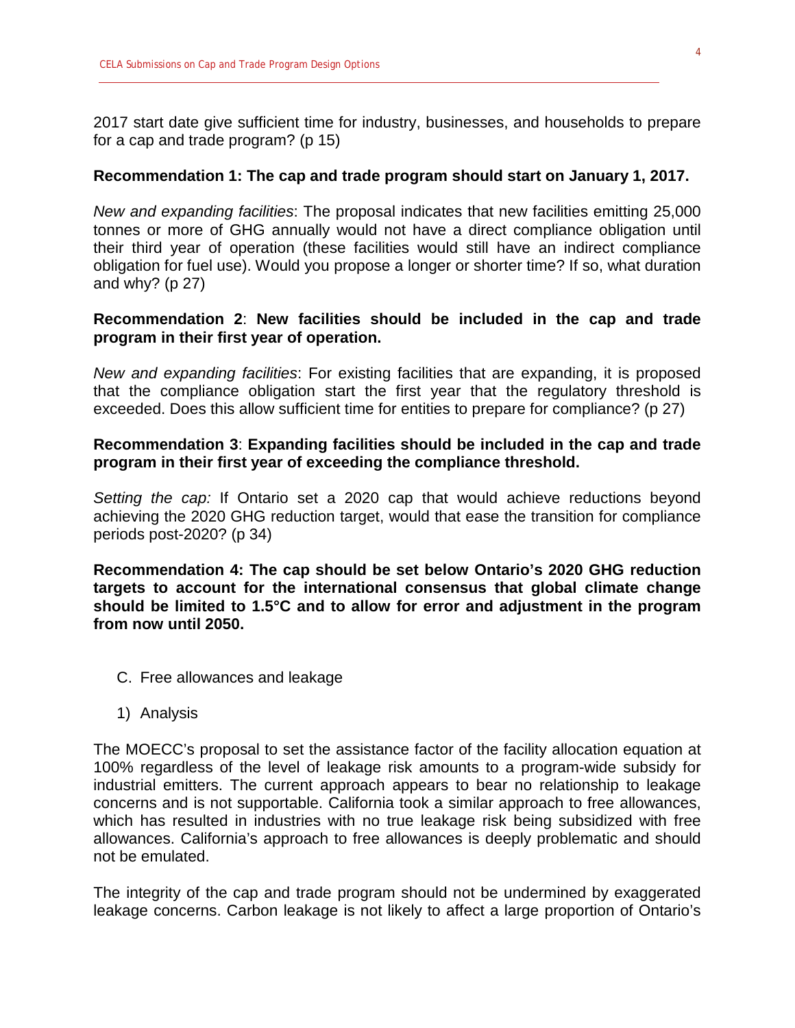2017 start date give sufficient time for industry, businesses, and households to prepare for a cap and trade program? (p 15)

**Recommendation 1: The cap and trade program should start on January 1, 2017.**

*New and expanding facilities*: The proposal indicates that new facilities emitting 25,000 tonnes or more of GHG annually would not have a direct compliance obligation until their third year of operation (these facilities would still have an indirect compliance obligation for fuel use). Would you propose a longer or shorter time? If so, what duration and why? (p 27)

**Recommendation 2**: **New facilities should be included in the cap and trade program in their first year of operation.**

*New and expanding facilities*: For existing facilities that are expanding, it is proposed that the compliance obligation start the first year that the regulatory threshold is exceeded. Does this allow sufficient time for entities to prepare for compliance? (p 27)

**Recommendation 3**: **Expanding facilities should be included in the cap and trade program in their first year of exceeding the compliance threshold.**

*Setting the cap:* If Ontario set a 2020 cap that would achieve reductions beyond achieving the 2020 GHG reduction target, would that ease the transition for compliance periods post-2020? (p 34)

**Recommendation 4: The cap should be set below Ontario's 2020 GHG reduction targets to account for the international consensus that global climate change should be limited to 1.5°C and to allow for error and adjustment in the program from now until 2050.**

C. Free allowances and leakage

1) Analysis

The MOECC's proposal to set the assistance factor of the facility allocation equation at 100% regardless of the level of leakage risk amounts to a program-wide subsidy for industrial emitters. The current approach appears to bear no relationship to leakage concerns and is not supportable. California took a similar approach to free allowances, which has resulted in industries with no true leakage risk being subsidized with free allowances. California's approach to free allowances is deeply problematic and should not be emulated.

The integrity of the cap and trade program should not be undermined by exaggerated leakage concerns. Carbon leakage is not likely to affect a large proportion of Ontario's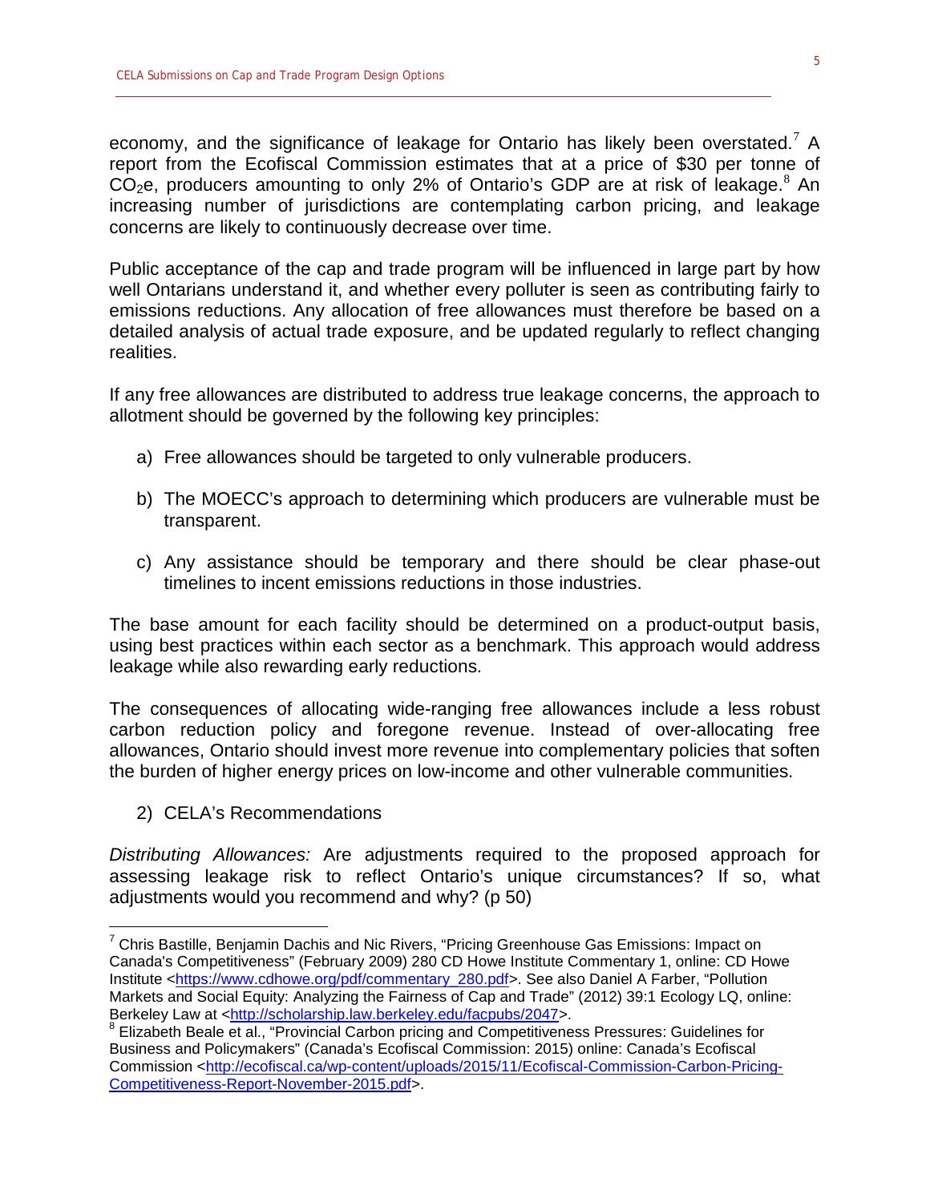economy, and the significance of leakage for Ontario has likely been overstated.[7] A report from the Ecofiscal Commission estimates that at a price of $30 per tonne of $CO_2$e, producers amounting to only 2% of Ontario's GDP are at risk of leakage.[8] An increasing number of jurisdictions are contemplating carbon pricing, and leakage concerns are likely to continuously decrease over time.

Public acceptance of the cap and trade program will be influenced in large part by how well Ontarians understand it, and whether every polluter is seen as contributing fairly to emissions reductions. Any allocation of free allowances must therefore be based on a detailed analysis of actual trade exposure, and be updated regularly to reflect changing realities.

If any free allowances are distributed to address true leakage concerns, the approach to allotment should be governed by the following key principles:

a) Free allowances should be targeted to only vulnerable producers.

b) The MOECC's approach to determining which producers are vulnerable must be transparent.

c) Any assistance should be temporary and there should be clear phase-out timelines to incent emissions reductions in those industries.

The base amount for each facility should be determined on a product-output basis, using best practices within each sector as a benchmark. This approach would address leakage while also rewarding early reductions.

The consequences of allocating wide-ranging free allowances include a less robust carbon reduction policy and foregone revenue. Instead of over-allocating free allowances, Ontario should invest more revenue into complementary policies that soften the burden of higher energy prices on low-income and other vulnerable communities.

2) CELA's Recommendations

*Distributing Allowances:* Are adjustments required to the proposed approach for assessing leakage risk to reflect Ontario's unique circumstances? If so, what adjustments would you recommend and why? (p 50)

---

[7] Chris Bastille, Benjamin Dachis and Nic Rivers, "Pricing Greenhouse Gas Emissions: Impact on Canada's Competitiveness" (February 2009) 280 CD Howe Institute Commentary 1, online: CD Howe Institute <https://www.cdhowe.org/pdf/commentary_280.pdf>. See also Daniel A Farber, "Pollution Markets and Social Equity: Analyzing the Fairness of Cap and Trade" (2012) 39:1 Ecology LQ, online: Berkeley Law at <http://scholarship.law.berkeley.edu/facpubs/2047>.

[8] Elizabeth Beale et al., "Provincial Carbon pricing and Competitiveness Pressures: Guidelines for Business and Policymakers" (Canada's Ecofiscal Commission: 2015) online: Canada's Ecofiscal Commission <http://ecofiscal.ca/wp-content/uploads/2015/11/Ecofiscal-Commission-Carbon-Pricing-Competitiveness-Report-November-2015.pdf>.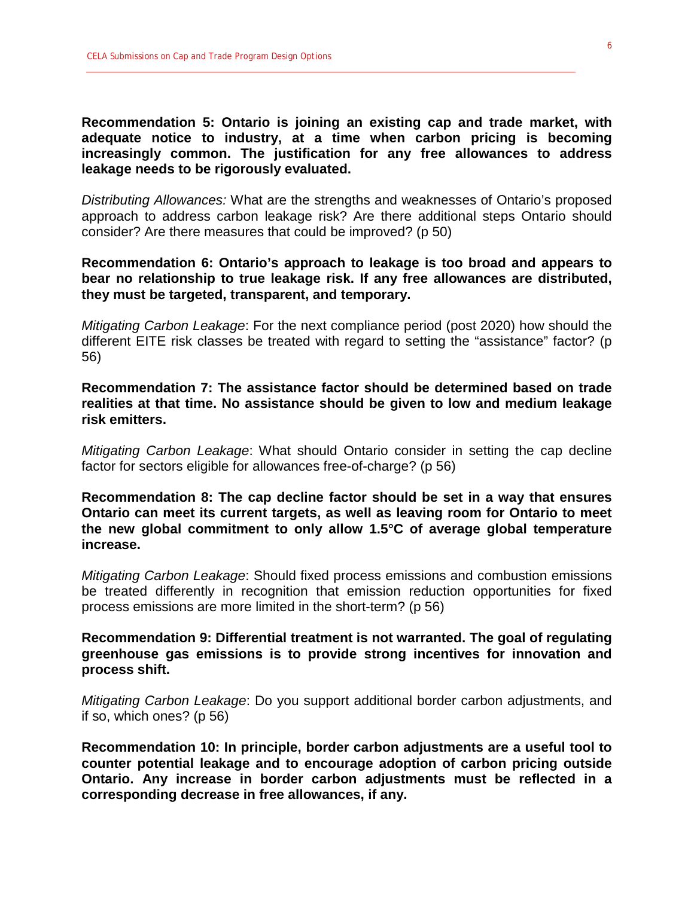**Recommendation 5: Ontario is joining an existing cap and trade market, with adequate notice to industry, at a time when carbon pricing is becoming increasingly common. The justification for any free allowances to address leakage needs to be rigorously evaluated.**

*Distributing Allowances:* What are the strengths and weaknesses of Ontario's proposed approach to address carbon leakage risk? Are there additional steps Ontario should consider? Are there measures that could be improved? (p 50)

**Recommendation 6: Ontario's approach to leakage is too broad and appears to bear no relationship to true leakage risk. If any free allowances are distributed, they must be targeted, transparent, and temporary.**

*Mitigating Carbon Leakage*: For the next compliance period (post 2020) how should the different EITE risk classes be treated with regard to setting the "assistance" factor? (p 56)

**Recommendation 7: The assistance factor should be determined based on trade realities at that time. No assistance should be given to low and medium leakage risk emitters.**

*Mitigating Carbon Leakage*: What should Ontario consider in setting the cap decline factor for sectors eligible for allowances free-of-charge? (p 56)

**Recommendation 8: The cap decline factor should be set in a way that ensures Ontario can meet its current targets, as well as leaving room for Ontario to meet the new global commitment to only allow 1.5°C of average global temperature increase.**

*Mitigating Carbon Leakage*: Should fixed process emissions and combustion emissions be treated differently in recognition that emission reduction opportunities for fixed process emissions are more limited in the short-term? (p 56)

**Recommendation 9: Differential treatment is not warranted. The goal of regulating greenhouse gas emissions is to provide strong incentives for innovation and process shift.**

*Mitigating Carbon Leakage*: Do you support additional border carbon adjustments, and if so, which ones? (p 56)

**Recommendation 10: In principle, border carbon adjustments are a useful tool to counter potential leakage and to encourage adoption of carbon pricing outside Ontario. Any increase in border carbon adjustments must be reflected in a corresponding decrease in free allowances, if any.**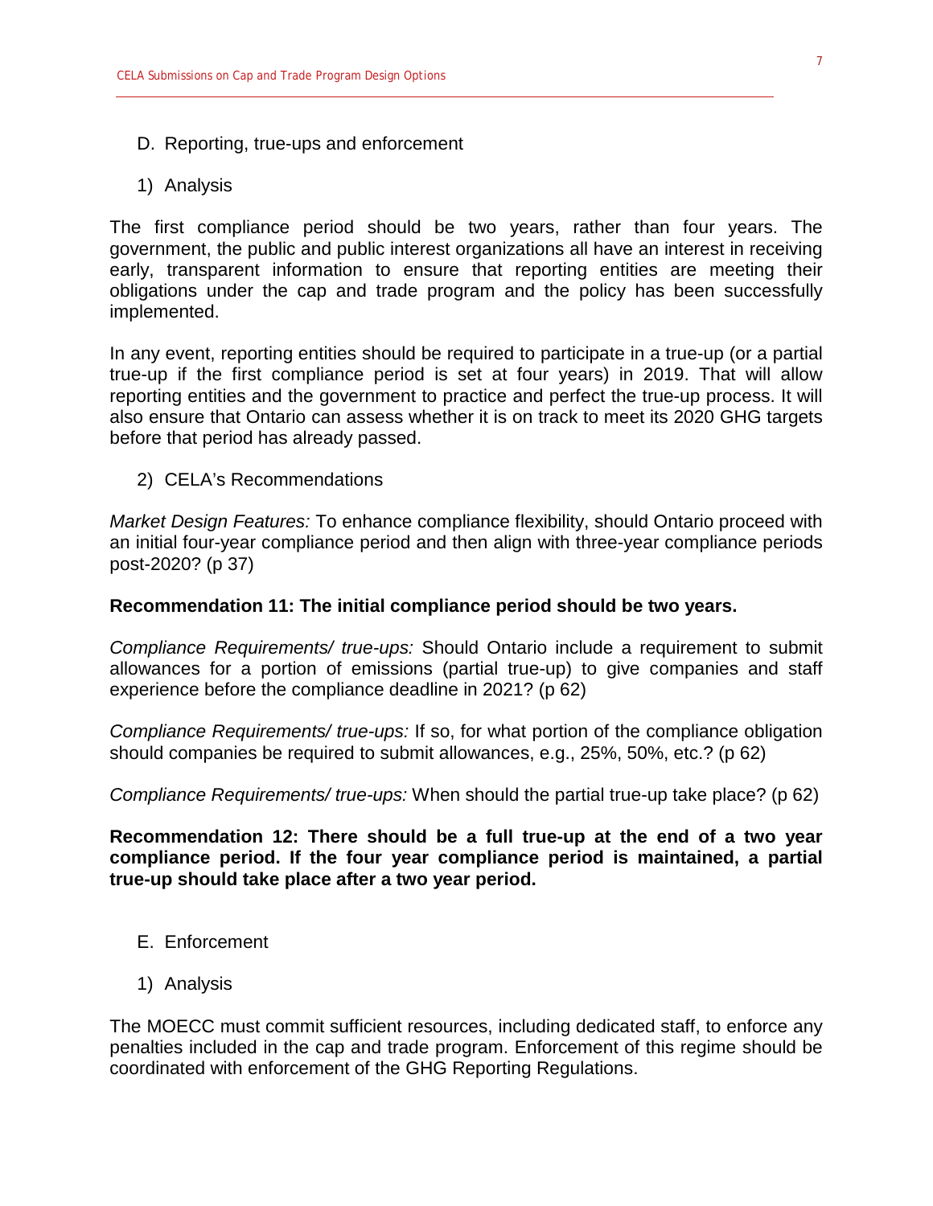## D. Reporting, true-ups and enforcement

### 1) Analysis

The first compliance period should be two years, rather than four years. The government, the public and public interest organizations all have an interest in receiving early, transparent information to ensure that reporting entities are meeting their obligations under the cap and trade program and the policy has been successfully implemented.

In any event, reporting entities should be required to participate in a true-up (or a partial true-up if the first compliance period is set at four years) in 2019. That will allow reporting entities and the government to practice and perfect the true-up process. It will also ensure that Ontario can assess whether it is on track to meet its 2020 GHG targets before that period has already passed.

### 2) CELA's Recommendations

*Market Design Features:* To enhance compliance flexibility, should Ontario proceed with an initial four-year compliance period and then align with three-year compliance periods post-2020? (p 37)

**Recommendation 11: The initial compliance period should be two years.**

*Compliance Requirements/ true-ups:* Should Ontario include a requirement to submit allowances for a portion of emissions (partial true-up) to give companies and staff experience before the compliance deadline in 2021? (p 62)

*Compliance Requirements/ true-ups:* If so, for what portion of the compliance obligation should companies be required to submit allowances, e.g., 25%, 50%, etc.? (p 62)

*Compliance Requirements/ true-ups:* When should the partial true-up take place? (p 62)

**Recommendation 12: There should be a full true-up at the end of a two year compliance period. If the four year compliance period is maintained, a partial true-up should take place after a two year period.**

## E. Enforcement

### 1) Analysis

The MOECC must commit sufficient resources, including dedicated staff, to enforce any penalties included in the cap and trade program. Enforcement of this regime should be coordinated with enforcement of the GHG Reporting Regulations.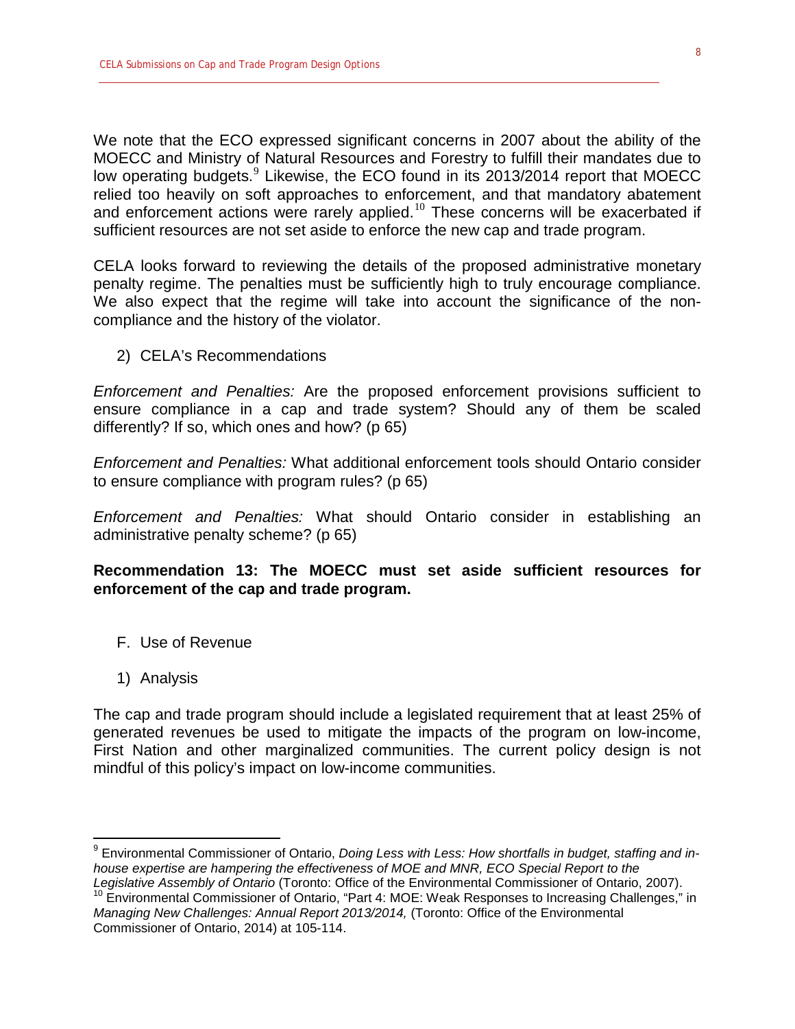We note that the ECO expressed significant concerns in 2007 about the ability of the MOECC and Ministry of Natural Resources and Forestry to fulfill their mandates due to low operating budgets.[9] Likewise, the ECO found in its 2013/2014 report that MOECC relied too heavily on soft approaches to enforcement, and that mandatory abatement and enforcement actions were rarely applied.[10] These concerns will be exacerbated if sufficient resources are not set aside to enforce the new cap and trade program.

CELA looks forward to reviewing the details of the proposed administrative monetary penalty regime. The penalties must be sufficiently high to truly encourage compliance. We also expect that the regime will take into account the significance of the non-compliance and the history of the violator.

2) CELA's Recommendations

*Enforcement and Penalties:* Are the proposed enforcement provisions sufficient to ensure compliance in a cap and trade system? Should any of them be scaled differently? If so, which ones and how? (p 65)

*Enforcement and Penalties:* What additional enforcement tools should Ontario consider to ensure compliance with program rules? (p 65)

*Enforcement and Penalties:* What should Ontario consider in establishing an administrative penalty scheme? (p 65)

**Recommendation 13: The MOECC must set aside sufficient resources for enforcement of the cap and trade program.**

F. Use of Revenue

1) Analysis

The cap and trade program should include a legislated requirement that at least 25% of generated revenues be used to mitigate the impacts of the program on low-income, First Nation and other marginalized communities. The current policy design is not mindful of this policy's impact on low-income communities.

---

[9] Environmental Commissioner of Ontario, *Doing Less with Less: How shortfalls in budget, staffing and in-house expertise are hampering the effectiveness of MOE and MNR, ECO Special Report to the Legislative Assembly of Ontario* (Toronto: Office of the Environmental Commissioner of Ontario, 2007).

[10] Environmental Commissioner of Ontario, "Part 4: MOE: Weak Responses to Increasing Challenges," in *Managing New Challenges: Annual Report 2013/2014,* (Toronto: Office of the Environmental Commissioner of Ontario, 2014) at 105-114.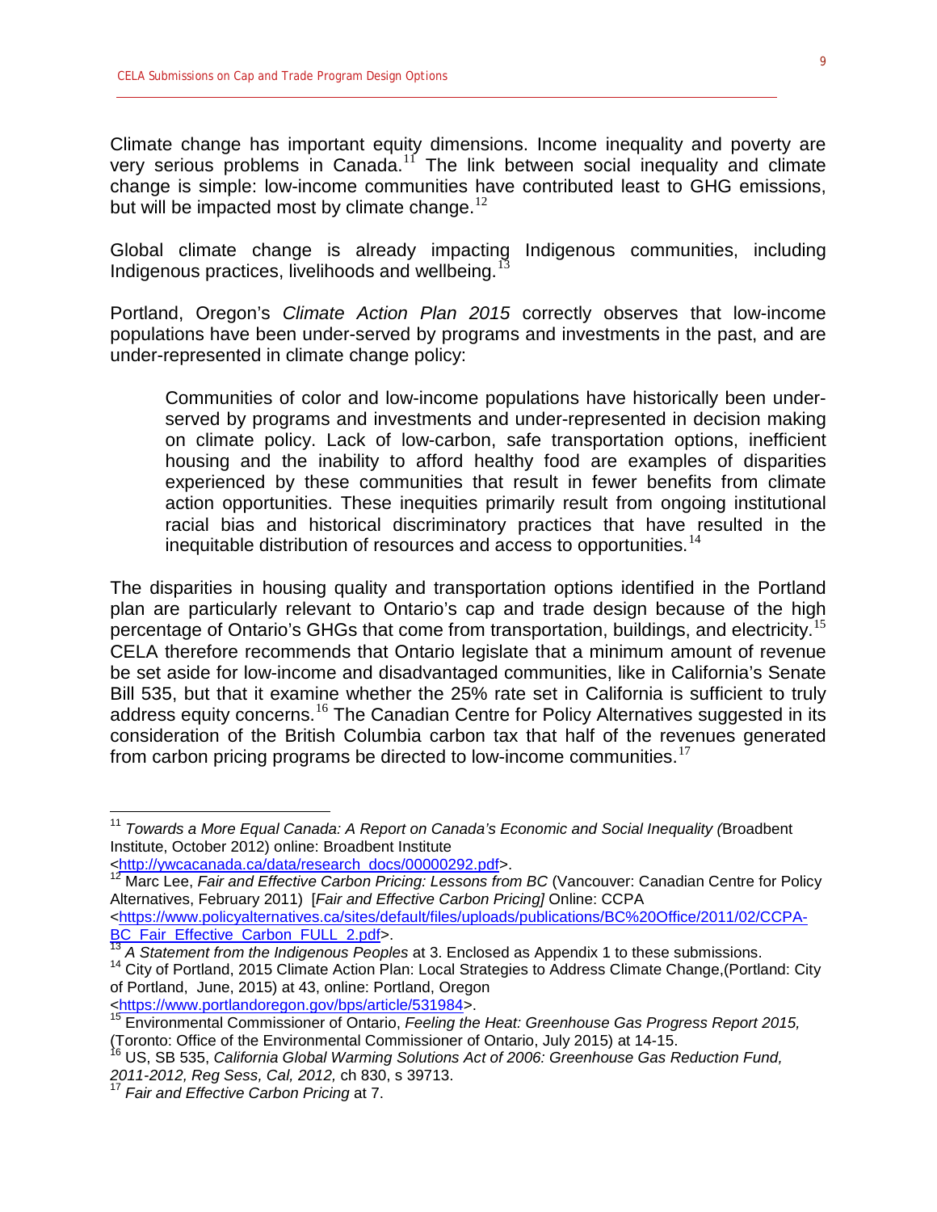Climate change has important equity dimensions. Income inequality and poverty are very serious problems in Canada.[11] The link between social inequality and climate change is simple: low-income communities have contributed least to GHG emissions, but will be impacted most by climate change.[12]

Global climate change is already impacting Indigenous communities, including Indigenous practices, livelihoods and wellbeing.[13]

Portland, Oregon's *Climate Action Plan 2015* correctly observes that low-income populations have been under-served by programs and investments in the past, and are under-represented in climate change policy:

> Communities of color and low-income populations have historically been under-served by programs and investments and under-represented in decision making on climate policy. Lack of low-carbon, safe transportation options, inefficient housing and the inability to afford healthy food are examples of disparities experienced by these communities that result in fewer benefits from climate action opportunities. These inequities primarily result from ongoing institutional racial bias and historical discriminatory practices that have resulted in the inequitable distribution of resources and access to opportunities.[14]

The disparities in housing quality and transportation options identified in the Portland plan are particularly relevant to Ontario's cap and trade design because of the high percentage of Ontario's GHGs that come from transportation, buildings, and electricity.[15] CELA therefore recommends that Ontario legislate that a minimum amount of revenue be set aside for low-income and disadvantaged communities, like in California's Senate Bill 535, but that it examine whether the 25% rate set in California is sufficient to truly address equity concerns.[16] The Canadian Centre for Policy Alternatives suggested in its consideration of the British Columbia carbon tax that half of the revenues generated from carbon pricing programs be directed to low-income communities.[17]

---

[11] *Towards a More Equal Canada: A Report on Canada's Economic and Social Inequality (*Broadbent Institute, October 2012) online: Broadbent Institute <http://ywcacanada.ca/data/research_docs/00000292.pdf>.

[12] Marc Lee, *Fair and Effective Carbon Pricing: Lessons from BC* (Vancouver: Canadian Centre for Policy Alternatives, February 2011) [*Fair and Effective Carbon Pricing]* Online: CCPA <https://www.policyalternatives.ca/sites/default/files/uploads/publications/BC%20Office/2011/02/CCPA-BC_Fair_Effective_Carbon_FULL_2.pdf>.

[13] *A Statement from the Indigenous Peoples* at 3. Enclosed as Appendix 1 to these submissions.

[14] City of Portland, 2015 Climate Action Plan: Local Strategies to Address Climate Change,(Portland: City of Portland, June, 2015) at 43, online: Portland, Oregon <https://www.portlandoregon.gov/bps/article/531984>.

[15] Environmental Commissioner of Ontario, *Feeling the Heat: Greenhouse Gas Progress Report 2015,* (Toronto: Office of the Environmental Commissioner of Ontario, July 2015) at 14-15.

[16] US, SB 535, *California Global Warming Solutions Act of 2006: Greenhouse Gas Reduction Fund, 2011-2012, Reg Sess, Cal, 2012,* ch 830, s 39713.

[17] *Fair and Effective Carbon Pricing* at 7.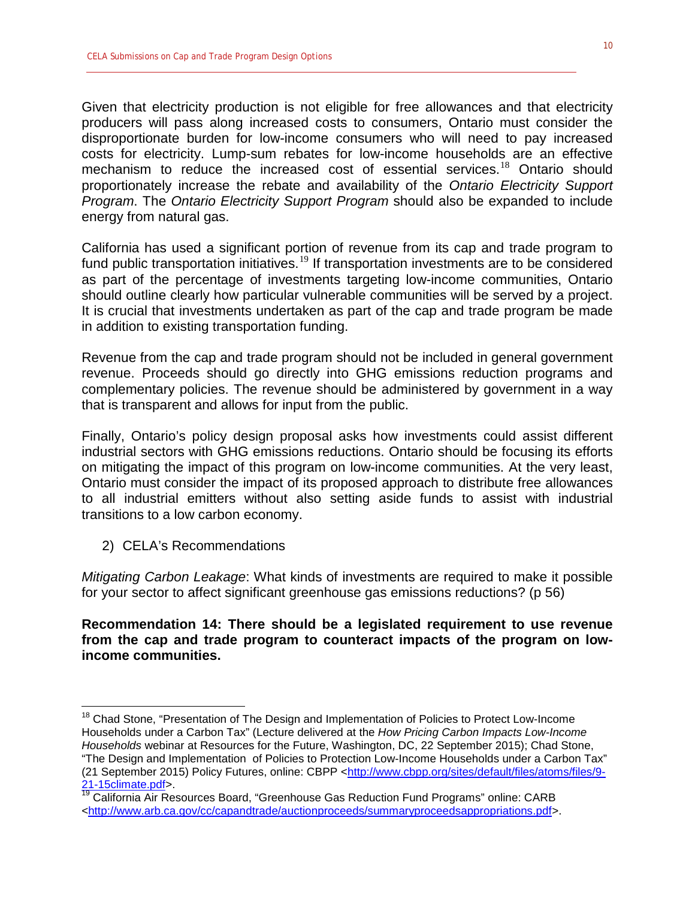Given that electricity production is not eligible for free allowances and that electricity producers will pass along increased costs to consumers, Ontario must consider the disproportionate burden for low-income consumers who will need to pay increased costs for electricity. Lump-sum rebates for low-income households are an effective mechanism to reduce the increased cost of essential services.[18] Ontario should proportionately increase the rebate and availability of the *Ontario Electricity Support Program*. The *Ontario Electricity Support Program* should also be expanded to include energy from natural gas.

California has used a significant portion of revenue from its cap and trade program to fund public transportation initiatives.[19] If transportation investments are to be considered as part of the percentage of investments targeting low-income communities, Ontario should outline clearly how particular vulnerable communities will be served by a project. It is crucial that investments undertaken as part of the cap and trade program be made in addition to existing transportation funding.

Revenue from the cap and trade program should not be included in general government revenue. Proceeds should go directly into GHG emissions reduction programs and complementary policies. The revenue should be administered by government in a way that is transparent and allows for input from the public.

Finally, Ontario's policy design proposal asks how investments could assist different industrial sectors with GHG emissions reductions. Ontario should be focusing its efforts on mitigating the impact of this program on low-income communities. At the very least, Ontario must consider the impact of its proposed approach to distribute free allowances to all industrial emitters without also setting aside funds to assist with industrial transitions to a low carbon economy.

2) CELA's Recommendations

*Mitigating Carbon Leakage*: What kinds of investments are required to make it possible for your sector to affect significant greenhouse gas emissions reductions? (p 56)

**Recommendation 14: There should be a legislated requirement to use revenue from the cap and trade program to counteract impacts of the program on low-income communities.**

---

[18] Chad Stone, "Presentation of The Design and Implementation of Policies to Protect Low-Income Households under a Carbon Tax" (Lecture delivered at the *How Pricing Carbon Impacts Low-Income Households* webinar at Resources for the Future, Washington, DC, 22 September 2015); Chad Stone, "The Design and Implementation of Policies to Protection Low-Income Households under a Carbon Tax" (21 September 2015) Policy Futures, online: CBPP <http://www.cbpp.org/sites/default/files/atoms/files/9-21-15climate.pdf>.

[19] California Air Resources Board, "Greenhouse Gas Reduction Fund Programs" online: CARB <http://www.arb.ca.gov/cc/capandtrade/auctionproceeds/summaryproceedsappropriations.pdf>.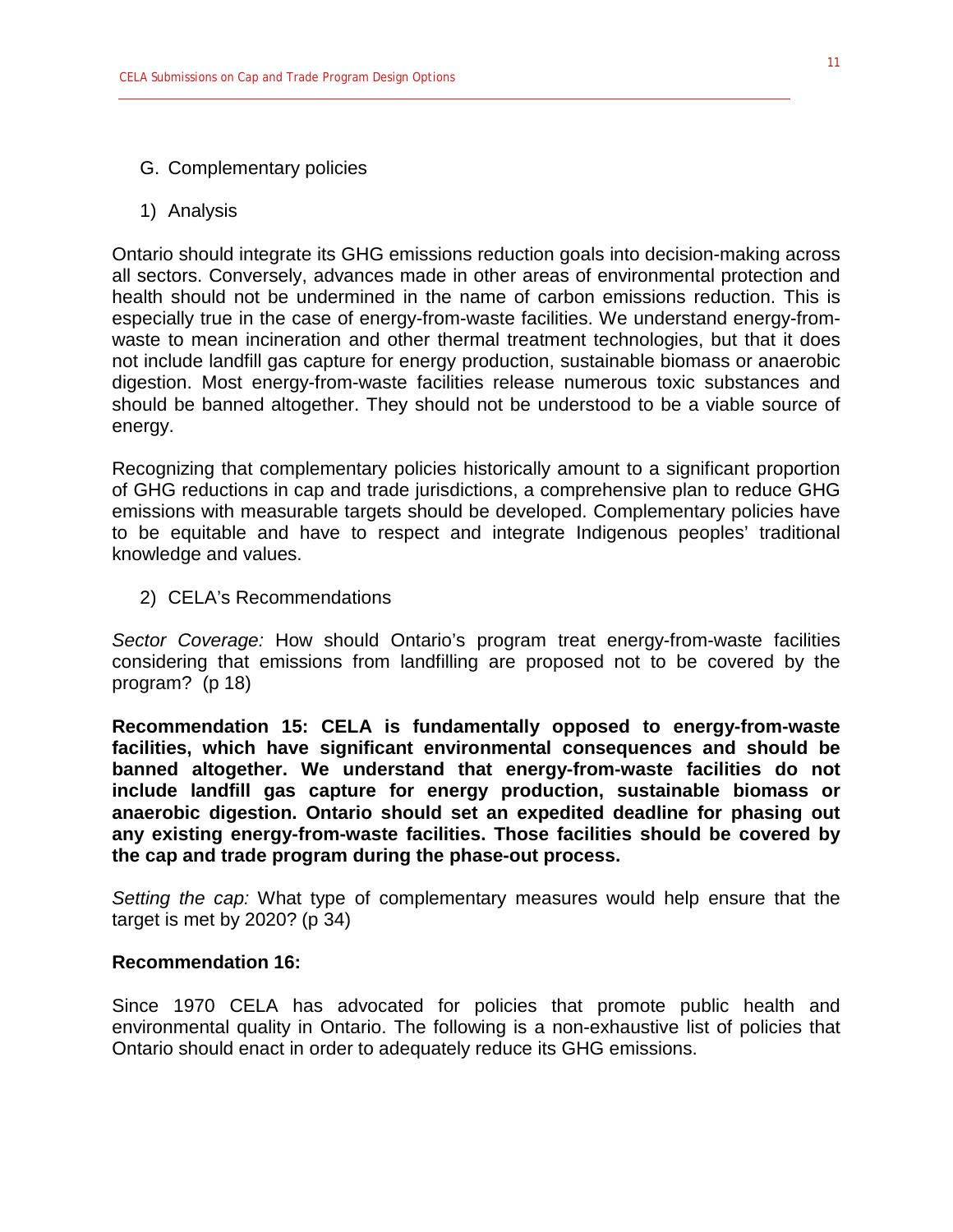## G. Complementary policies

### 1) Analysis

Ontario should integrate its GHG emissions reduction goals into decision-making across all sectors. Conversely, advances made in other areas of environmental protection and health should not be undermined in the name of carbon emissions reduction. This is especially true in the case of energy-from-waste facilities. We understand energy-from-waste to mean incineration and other thermal treatment technologies, but that it does not include landfill gas capture for energy production, sustainable biomass or anaerobic digestion. Most energy-from-waste facilities release numerous toxic substances and should be banned altogether. They should not be understood to be a viable source of energy.

Recognizing that complementary policies historically amount to a significant proportion of GHG reductions in cap and trade jurisdictions, a comprehensive plan to reduce GHG emissions with measurable targets should be developed. Complementary policies have to be equitable and have to respect and integrate Indigenous peoples' traditional knowledge and values.

### 2) CELA's Recommendations

*Sector Coverage:* How should Ontario's program treat energy-from-waste facilities considering that emissions from landfilling are proposed not to be covered by the program? (p 18)

**Recommendation 15: CELA is fundamentally opposed to energy-from-waste facilities, which have significant environmental consequences and should be banned altogether. We understand that energy-from-waste facilities do not include landfill gas capture for energy production, sustainable biomass or anaerobic digestion. Ontario should set an expedited deadline for phasing out any existing energy-from-waste facilities. Those facilities should be covered by the cap and trade program during the phase-out process.**

*Setting the cap:* What type of complementary measures would help ensure that the target is met by 2020? (p 34)

**Recommendation 16:**

Since 1970 CELA has advocated for policies that promote public health and environmental quality in Ontario. The following is a non-exhaustive list of policies that Ontario should enact in order to adequately reduce its GHG emissions.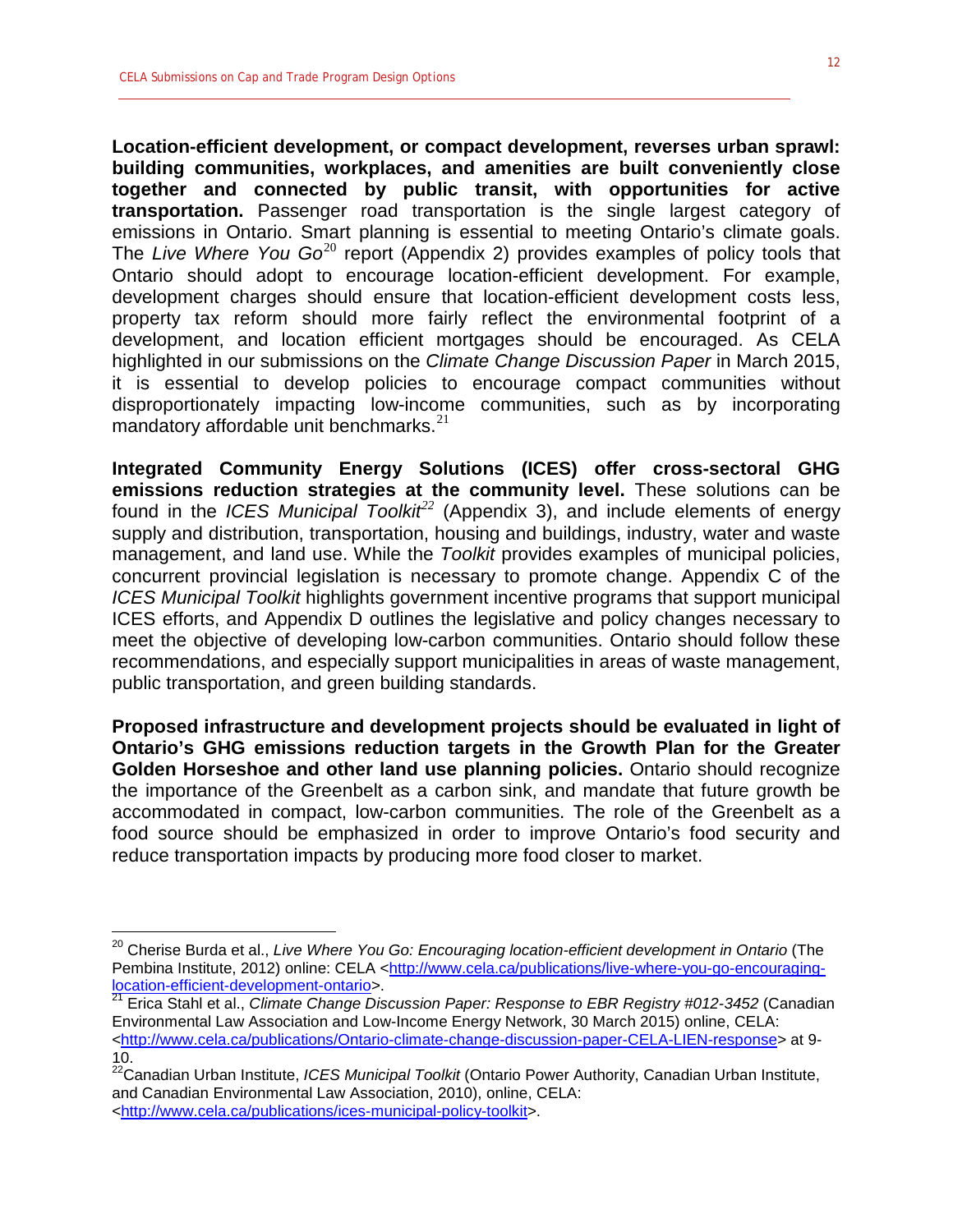**Location-efficient development, or compact development, reverses urban sprawl: building communities, workplaces, and amenities are built conveniently close together and connected by public transit, with opportunities for active transportation.** Passenger road transportation is the single largest category of emissions in Ontario. Smart planning is essential to meeting Ontario's climate goals. The *Live Where You Go*[20] report (Appendix 2) provides examples of policy tools that Ontario should adopt to encourage location-efficient development. For example, development charges should ensure that location-efficient development costs less, property tax reform should more fairly reflect the environmental footprint of a development, and location efficient mortgages should be encouraged. As CELA highlighted in our submissions on the *Climate Change Discussion Paper* in March 2015, it is essential to develop policies to encourage compact communities without disproportionately impacting low-income communities, such as by incorporating mandatory affordable unit benchmarks.[21]

**Integrated Community Energy Solutions (ICES) offer cross-sectoral GHG emissions reduction strategies at the community level.** These solutions can be found in the *ICES Municipal Toolkit*[22] (Appendix 3), and include elements of energy supply and distribution, transportation, housing and buildings, industry, water and waste management, and land use. While the *Toolkit* provides examples of municipal policies, concurrent provincial legislation is necessary to promote change. Appendix C of the *ICES Municipal Toolkit* highlights government incentive programs that support municipal ICES efforts, and Appendix D outlines the legislative and policy changes necessary to meet the objective of developing low-carbon communities. Ontario should follow these recommendations, and especially support municipalities in areas of waste management, public transportation, and green building standards.

**Proposed infrastructure and development projects should be evaluated in light of Ontario's GHG emissions reduction targets in the Growth Plan for the Greater Golden Horseshoe and other land use planning policies.** Ontario should recognize the importance of the Greenbelt as a carbon sink, and mandate that future growth be accommodated in compact, low-carbon communities. The role of the Greenbelt as a food source should be emphasized in order to improve Ontario's food security and reduce transportation impacts by producing more food closer to market.

---

[20] Cherise Burda et al., *Live Where You Go: Encouraging location-efficient development in Ontario* (The Pembina Institute, 2012) online: CELA <http://www.cela.ca/publications/live-where-you-go-encouraging-location-efficient-development-ontario>.

[21] Erica Stahl et al., *Climate Change Discussion Paper: Response to EBR Registry #012-3452* (Canadian Environmental Law Association and Low-Income Energy Network, 30 March 2015) online, CELA: <http://www.cela.ca/publications/Ontario-climate-change-discussion-paper-CELA-LIEN-response> at 9-10.

[22] Canadian Urban Institute, *ICES Municipal Toolkit* (Ontario Power Authority, Canadian Urban Institute, and Canadian Environmental Law Association, 2010), online, CELA: <http://www.cela.ca/publications/ices-municipal-policy-toolkit>.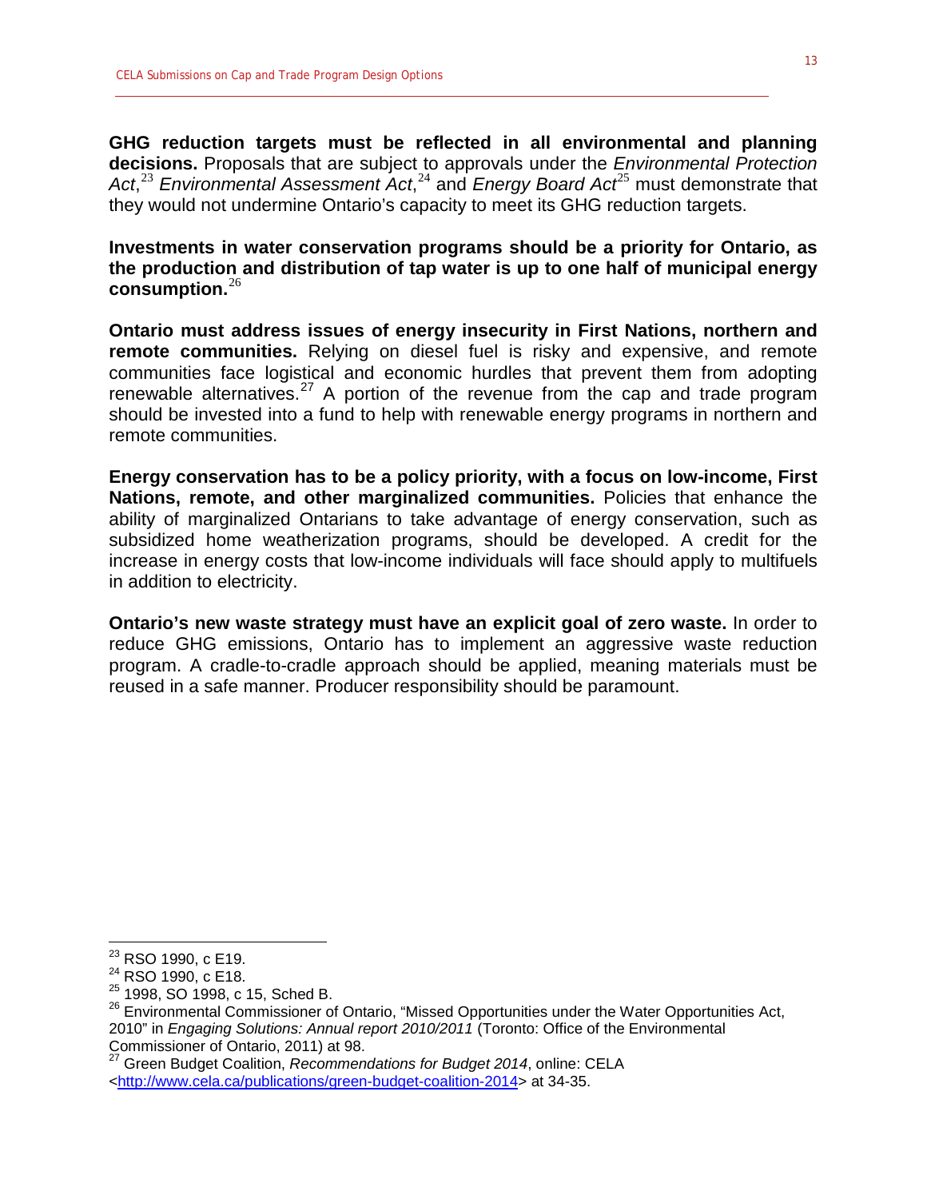**GHG reduction targets must be reflected in all environmental and planning decisions.** Proposals that are subject to approvals under the *Environmental Protection Act*,[23] *Environmental Assessment Act*,[24] and *Energy Board Act*[25] must demonstrate that they would not undermine Ontario's capacity to meet its GHG reduction targets.

**Investments in water conservation programs should be a priority for Ontario, as the production and distribution of tap water is up to one half of municipal energy consumption.**[26]

**Ontario must address issues of energy insecurity in First Nations, northern and remote communities.** Relying on diesel fuel is risky and expensive, and remote communities face logistical and economic hurdles that prevent them from adopting renewable alternatives.[27] A portion of the revenue from the cap and trade program should be invested into a fund to help with renewable energy programs in northern and remote communities.

**Energy conservation has to be a policy priority, with a focus on low-income, First Nations, remote, and other marginalized communities.** Policies that enhance the ability of marginalized Ontarians to take advantage of energy conservation, such as subsidized home weatherization programs, should be developed. A credit for the increase in energy costs that low-income individuals will face should apply to multifuels in addition to electricity.

**Ontario's new waste strategy must have an explicit goal of zero waste.** In order to reduce GHG emissions, Ontario has to implement an aggressive waste reduction program. A cradle-to-cradle approach should be applied, meaning materials must be reused in a safe manner. Producer responsibility should be paramount.

---

[23] RSO 1990, c E19.

[24] RSO 1990, c E18.

[25] 1998, SO 1998, c 15, Sched B.

[26] Environmental Commissioner of Ontario, "Missed Opportunities under the Water Opportunities Act, 2010" in *Engaging Solutions: Annual report 2010/2011* (Toronto: Office of the Environmental Commissioner of Ontario, 2011) at 98.

[27] Green Budget Coalition, *Recommendations for Budget 2014*, online: CELA <http://www.cela.ca/publications/green-budget-coalition-2014> at 34-35.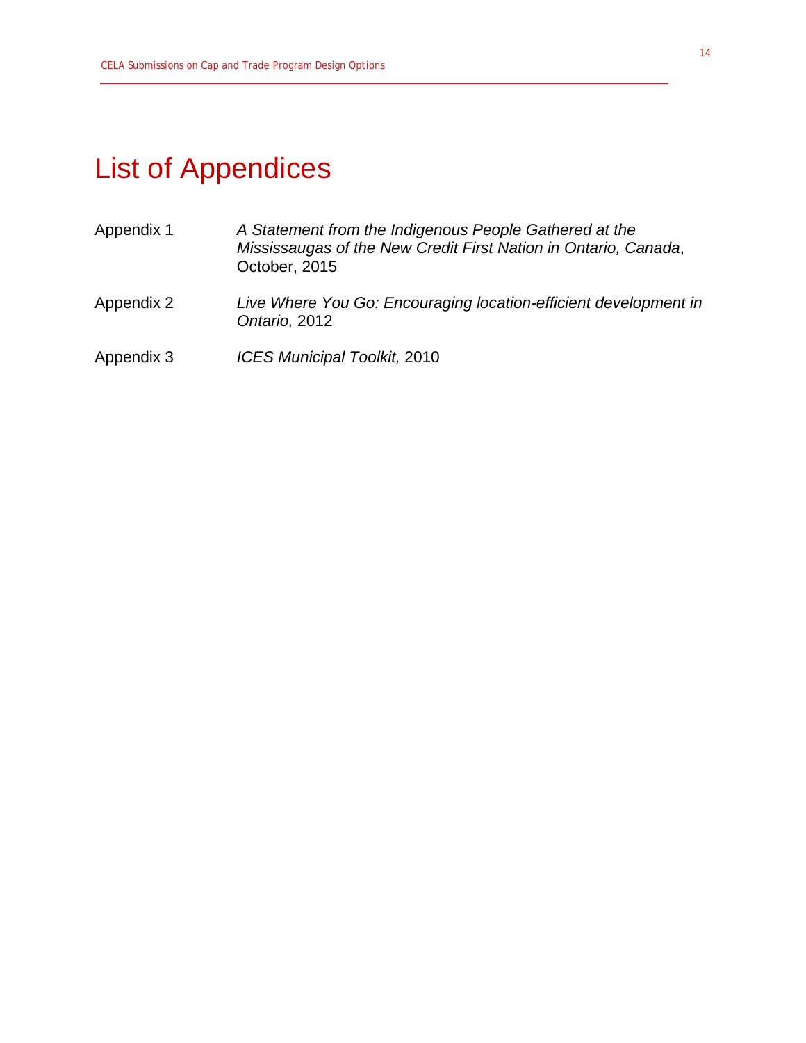# List of Appendices

| | |
|---|---|
| Appendix 1 | *A Statement from the Indigenous People Gathered at the Mississaugas of the New Credit First Nation in Ontario, Canada*, October, 2015 |
| Appendix 2 | *Live Where You Go: Encouraging location-efficient development in Ontario,* 2012 |
| Appendix 3 | *ICES Municipal Toolkit,* 2010 |